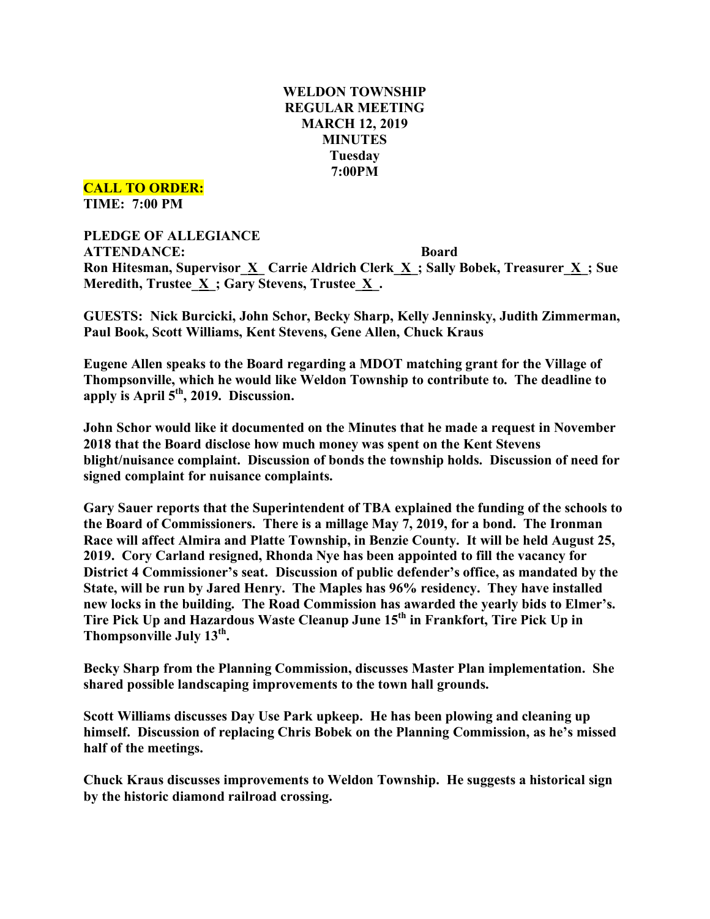**WELDON TOWNSHIP**
**REGULAR MEETING**
**MARCH 12, 2019**
**MINUTES**
**Tuesday**
**7:00PM**

**CALL TO ORDER:**
**TIME: 7:00 PM**

**PLEDGE OF ALLEGIANCE**
**ATTENDANCE: Board**
**Ron Hitesman, Supervisor_X_ Carrie Aldrich Clerk_X_; Sally Bobek, Treasurer_X_; Sue Meredith, Trustee_X_; Gary Stevens, Trustee_X_.**

**GUESTS: Nick Burcicki, John Schor, Becky Sharp, Kelly Jenninsky, Judith Zimmerman, Paul Book, Scott Williams, Kent Stevens, Gene Allen, Chuck Kraus**

**Eugene Allen speaks to the Board regarding a MDOT matching grant for the Village of Thompsonville, which he would like Weldon Township to contribute to. The deadline to apply is April 5th, 2019. Discussion.**

**John Schor would like it documented on the Minutes that he made a request in November 2018 that the Board disclose how much money was spent on the Kent Stevens blight/nuisance complaint. Discussion of bonds the township holds. Discussion of need for signed complaint for nuisance complaints.**

**Gary Sauer reports that the Superintendent of TBA explained the funding of the schools to the Board of Commissioners. There is a millage May 7, 2019, for a bond. The Ironman Race will affect Almira and Platte Township, in Benzie County. It will be held August 25, 2019. Cory Carland resigned, Rhonda Nye has been appointed to fill the vacancy for District 4 Commissioner's seat. Discussion of public defender's office, as mandated by the State, will be run by Jared Henry. The Maples has 96% residency. They have installed new locks in the building. The Road Commission has awarded the yearly bids to Elmer's. Tire Pick Up and Hazardous Waste Cleanup June 15th in Frankfort, Tire Pick Up in Thompsonville July 13th.**

**Becky Sharp from the Planning Commission, discusses Master Plan implementation. She shared possible landscaping improvements to the town hall grounds.**

**Scott Williams discusses Day Use Park upkeep. He has been plowing and cleaning up himself. Discussion of replacing Chris Bobek on the Planning Commission, as he's missed half of the meetings.**

**Chuck Kraus discusses improvements to Weldon Township. He suggests a historical sign by the historic diamond railroad crossing.**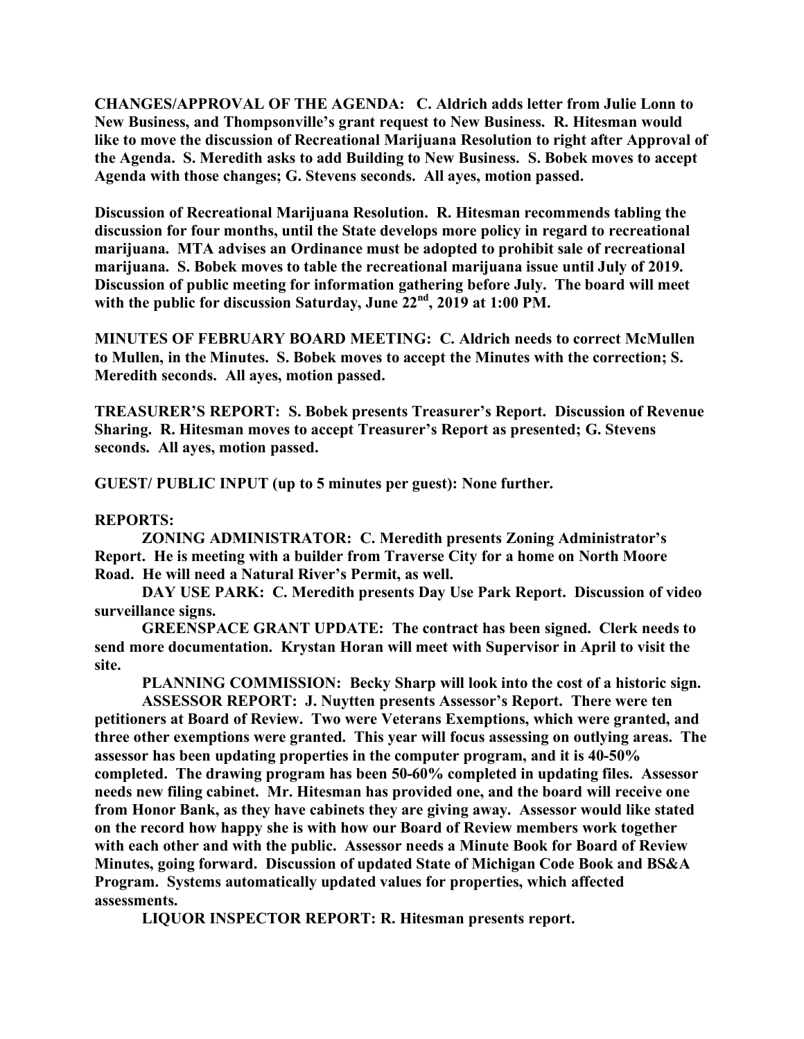**CHANGES/APPROVAL OF THE AGENDA: C. Aldrich adds letter from Julie Lonn to New Business, and Thompsonville's grant request to New Business. R. Hitesman would like to move the discussion of Recreational Marijuana Resolution to right after Approval of the Agenda. S. Meredith asks to add Building to New Business. S. Bobek moves to accept Agenda with those changes; G. Stevens seconds. All ayes, motion passed.**

**Discussion of Recreational Marijuana Resolution. R. Hitesman recommends tabling the discussion for four months, until the State develops more policy in regard to recreational marijuana. MTA advises an Ordinance must be adopted to prohibit sale of recreational marijuana. S. Bobek moves to table the recreational marijuana issue until July of 2019. Discussion of public meeting for information gathering before July. The board will meet with the public for discussion Saturday, June 22nd, 2019 at 1:00 PM.**

**MINUTES OF FEBRUARY BOARD MEETING: C. Aldrich needs to correct McMullen to Mullen, in the Minutes. S. Bobek moves to accept the Minutes with the correction; S. Meredith seconds. All ayes, motion passed.**

**TREASURER'S REPORT: S. Bobek presents Treasurer's Report. Discussion of Revenue Sharing. R. Hitesman moves to accept Treasurer's Report as presented; G. Stevens seconds. All ayes, motion passed.**

**GUEST/ PUBLIC INPUT (up to 5 minutes per guest): None further.**

**REPORTS:**

**ZONING ADMINISTRATOR: C. Meredith presents Zoning Administrator's Report. He is meeting with a builder from Traverse City for a home on North Moore Road. He will need a Natural River's Permit, as well.**

**DAY USE PARK: C. Meredith presents Day Use Park Report. Discussion of video surveillance signs.**

**GREENSPACE GRANT UPDATE: The contract has been signed. Clerk needs to send more documentation. Krystan Horan will meet with Supervisor in April to visit the site.**

**PLANNING COMMISSION: Becky Sharp will look into the cost of a historic sign.**

**ASSESSOR REPORT: J. Nuytten presents Assessor's Report. There were ten petitioners at Board of Review. Two were Veterans Exemptions, which were granted, and three other exemptions were granted. This year will focus assessing on outlying areas. The assessor has been updating properties in the computer program, and it is 40-50% completed. The drawing program has been 50-60% completed in updating files. Assessor needs new filing cabinet. Mr. Hitesman has provided one, and the board will receive one from Honor Bank, as they have cabinets they are giving away. Assessor would like stated on the record how happy she is with how our Board of Review members work together with each other and with the public. Assessor needs a Minute Book for Board of Review Minutes, going forward. Discussion of updated State of Michigan Code Book and BS&A Program. Systems automatically updated values for properties, which affected assessments.**

**LIQUOR INSPECTOR REPORT: R. Hitesman presents report.**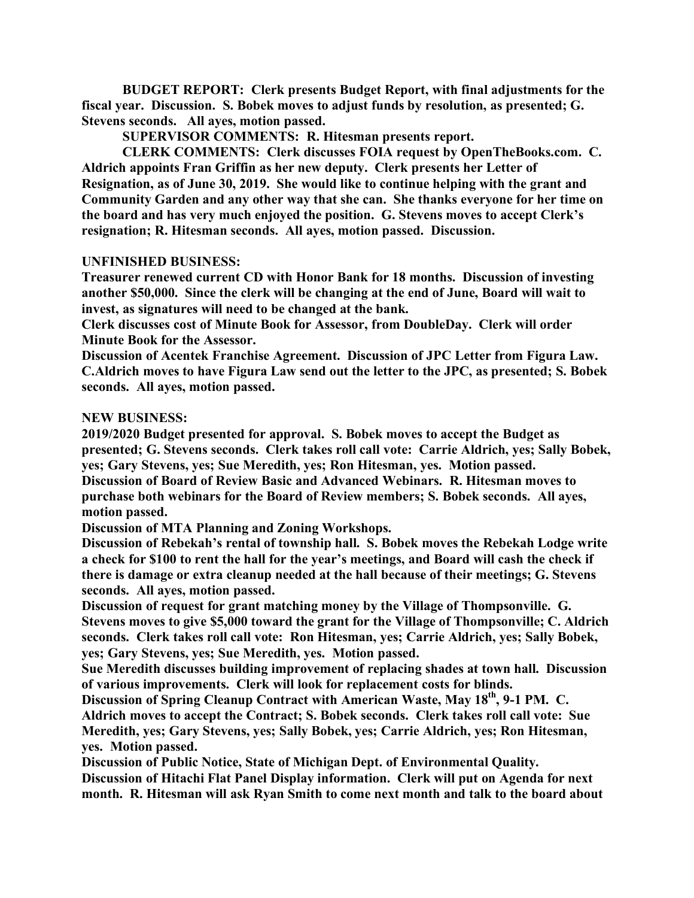**BUDGET REPORT: Clerk presents Budget Report, with final adjustments for the fiscal year. Discussion. S. Bobek moves to adjust funds by resolution, as presented; G. Stevens seconds. All ayes, motion passed.**

**SUPERVISOR COMMENTS: R. Hitesman presents report.**

**CLERK COMMENTS: Clerk discusses FOIA request by OpenTheBooks.com. C. Aldrich appoints Fran Griffin as her new deputy. Clerk presents her Letter of Resignation, as of June 30, 2019. She would like to continue helping with the grant and Community Garden and any other way that she can. She thanks everyone for her time on the board and has very much enjoyed the position. G. Stevens moves to accept Clerk's resignation; R. Hitesman seconds. All ayes, motion passed. Discussion.**

**UNFINISHED BUSINESS:**

**Treasurer renewed current CD with Honor Bank for 18 months. Discussion of investing another $50,000. Since the clerk will be changing at the end of June, Board will wait to invest, as signatures will need to be changed at the bank.**

**Clerk discusses cost of Minute Book for Assessor, from DoubleDay. Clerk will order Minute Book for the Assessor.**

**Discussion of Acentek Franchise Agreement. Discussion of JPC Letter from Figura Law. C.Aldrich moves to have Figura Law send out the letter to the JPC, as presented; S. Bobek seconds. All ayes, motion passed.**

**NEW BUSINESS:**

**2019/2020 Budget presented for approval. S. Bobek moves to accept the Budget as presented; G. Stevens seconds. Clerk takes roll call vote: Carrie Aldrich, yes; Sally Bobek, yes; Gary Stevens, yes; Sue Meredith, yes; Ron Hitesman, yes. Motion passed.**

**Discussion of Board of Review Basic and Advanced Webinars. R. Hitesman moves to purchase both webinars for the Board of Review members; S. Bobek seconds. All ayes, motion passed.**

**Discussion of MTA Planning and Zoning Workshops.**

**Discussion of Rebekah's rental of township hall. S. Bobek moves the Rebekah Lodge write a check for $100 to rent the hall for the year's meetings, and Board will cash the check if there is damage or extra cleanup needed at the hall because of their meetings; G. Stevens seconds. All ayes, motion passed.**

**Discussion of request for grant matching money by the Village of Thompsonville. G. Stevens moves to give $5,000 toward the grant for the Village of Thompsonville; C. Aldrich seconds. Clerk takes roll call vote: Ron Hitesman, yes; Carrie Aldrich, yes; Sally Bobek, yes; Gary Stevens, yes; Sue Meredith, yes. Motion passed.**

**Sue Meredith discusses building improvement of replacing shades at town hall. Discussion of various improvements. Clerk will look for replacement costs for blinds.**

**Discussion of Spring Cleanup Contract with American Waste, May 18th, 9-1 PM. C. Aldrich moves to accept the Contract; S. Bobek seconds. Clerk takes roll call vote: Sue Meredith, yes; Gary Stevens, yes; Sally Bobek, yes; Carrie Aldrich, yes; Ron Hitesman, yes. Motion passed.**

**Discussion of Public Notice, State of Michigan Dept. of Environmental Quality.**

**Discussion of Hitachi Flat Panel Display information. Clerk will put on Agenda for next month. R. Hitesman will ask Ryan Smith to come next month and talk to the board about**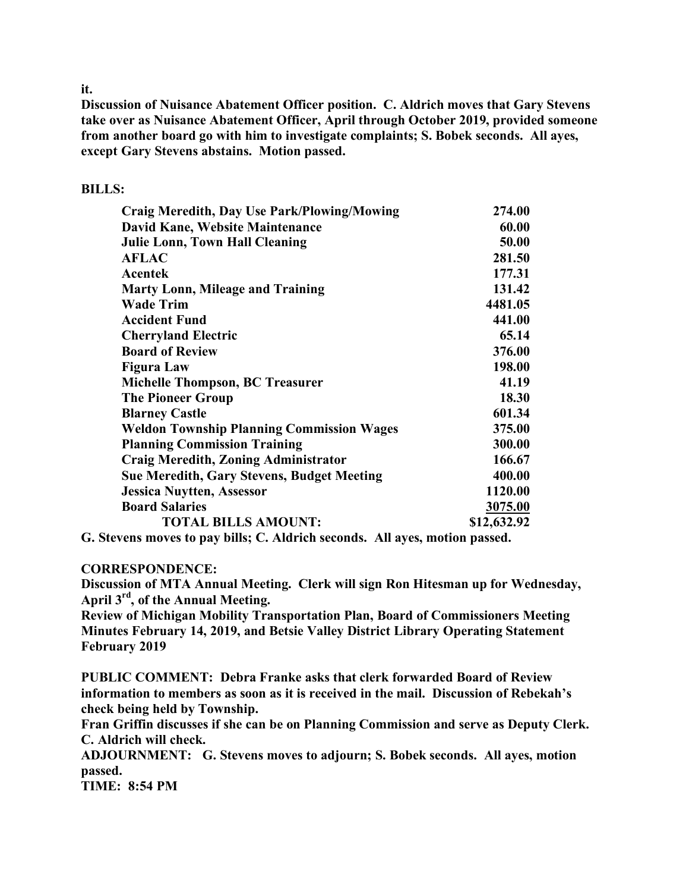**it.**

**Discussion of Nuisance Abatement Officer position. C. Aldrich moves that Gary Stevens take over as Nuisance Abatement Officer, April through October 2019, provided someone from another board go with him to investigate complaints; S. Bobek seconds. All ayes, except Gary Stevens abstains. Motion passed.**

**BILLS:**

| | |
|---|---|
| **Craig Meredith, Day Use Park/Plowing/Mowing** | **274.00** |
| **David Kane, Website Maintenance** | **60.00** |
| **Julie Lonn, Town Hall Cleaning** | **50.00** |
| **AFLAC** | **281.50** |
| **Acentek** | **177.31** |
| **Marty Lonn, Mileage and Training** | **131.42** |
| **Wade Trim** | **4481.05** |
| **Accident Fund** | **441.00** |
| **Cherryland Electric** | **65.14** |
| **Board of Review** | **376.00** |
| **Figura Law** | **198.00** |
| **Michelle Thompson, BC Treasurer** | **41.19** |
| **The Pioneer Group** | **18.30** |
| **Blarney Castle** | **601.34** |
| **Weldon Township Planning Commission Wages** | **375.00** |
| **Planning Commission Training** | **300.00** |
| **Craig Meredith, Zoning Administrator** | **166.67** |
| **Sue Meredith, Gary Stevens, Budget Meeting** | **400.00** |
| **Jessica Nuytten, Assessor** | **1120.00** |
| **Board Salaries** | **3075.00** |
| **TOTAL BILLS AMOUNT:** | **$12,632.92** |

**G. Stevens moves to pay bills; C. Aldrich seconds. All ayes, motion passed.**

**CORRESPONDENCE:**

**Discussion of MTA Annual Meeting. Clerk will sign Ron Hitesman up for Wednesday, April 3rd, of the Annual Meeting.**

**Review of Michigan Mobility Transportation Plan, Board of Commissioners Meeting Minutes February 14, 2019, and Betsie Valley District Library Operating Statement February 2019**

**PUBLIC COMMENT: Debra Franke asks that clerk forwarded Board of Review information to members as soon as it is received in the mail. Discussion of Rebekah's check being held by Township.**

**Fran Griffin discusses if she can be on Planning Commission and serve as Deputy Clerk. C. Aldrich will check.**

**ADJOURNMENT: G. Stevens moves to adjourn; S. Bobek seconds. All ayes, motion passed.**

**TIME: 8:54 PM**